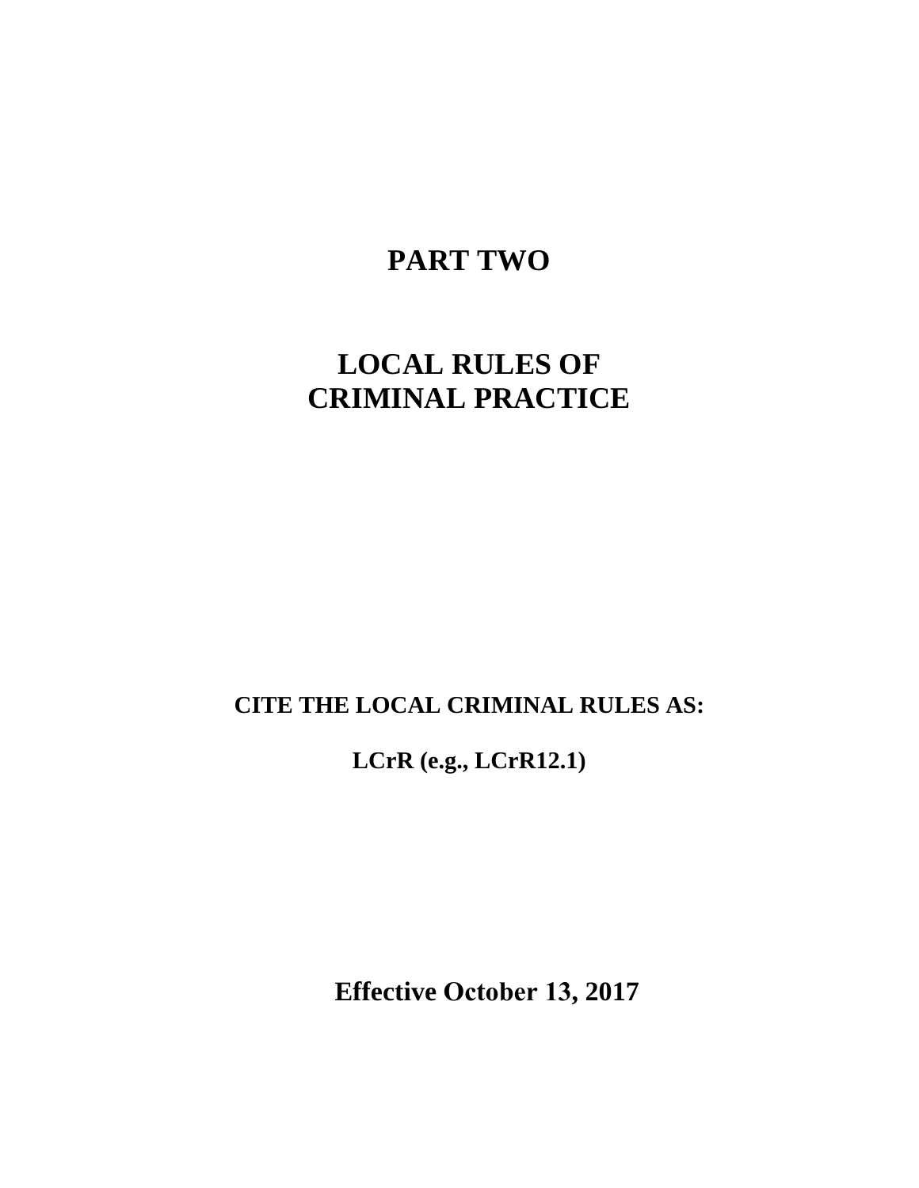# PART TWO

# LOCAL RULES OF CRIMINAL PRACTICE

**CITE THE LOCAL CRIMINAL RULES AS:**

**LCrR (e.g., LCrR12.1)**

**Effective October 13, 2017**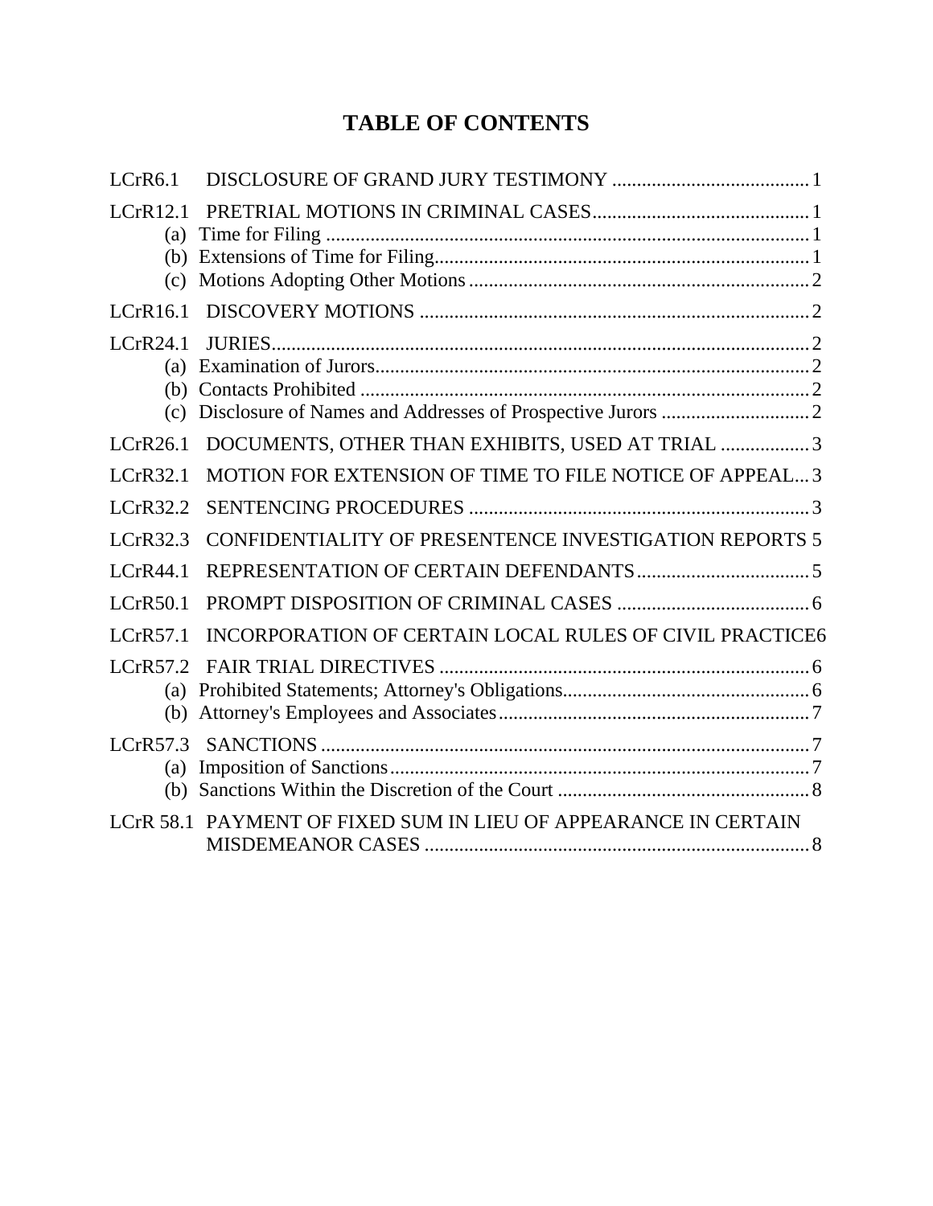# TABLE OF CONTENTS

LCrR6.1 DISCLOSURE OF GRAND JURY TESTIMONY ........................................ 1

LCrR12.1 PRETRIAL MOTIONS IN CRIMINAL CASES ........................................ 1
- (a) Time for Filing ........................................ 1
- (b) Extensions of Time for Filing ........................................ 1
- (c) Motions Adopting Other Motions ........................................ 2

LCrR16.1 DISCOVERY MOTIONS ........................................ 2

LCrR24.1 JURIES ........................................ 2
- (a) Examination of Jurors ........................................ 2
- (b) Contacts Prohibited ........................................ 2
- (c) Disclosure of Names and Addresses of Prospective Jurors ........................................ 2

LCrR26.1 DOCUMENTS, OTHER THAN EXHIBITS, USED AT TRIAL ........................................ 3

LCrR32.1 MOTION FOR EXTENSION OF TIME TO FILE NOTICE OF APPEAL ... 3

LCrR32.2 SENTENCING PROCEDURES ........................................ 3

LCrR32.3 CONFIDENTIALITY OF PRESENTENCE INVESTIGATION REPORTS 5

LCrR44.1 REPRESENTATION OF CERTAIN DEFENDANTS ........................................ 5

LCrR50.1 PROMPT DISPOSITION OF CRIMINAL CASES ........................................ 6

LCrR57.1 INCORPORATION OF CERTAIN LOCAL RULES OF CIVIL PRACTICE 6

LCrR57.2 FAIR TRIAL DIRECTIVES ........................................ 6
- (a) Prohibited Statements; Attorney's Obligations ........................................ 6
- (b) Attorney's Employees and Associates ........................................ 7

LCrR57.3 SANCTIONS ........................................ 7
- (a) Imposition of Sanctions ........................................ 7
- (b) Sanctions Within the Discretion of the Court ........................................ 8

LCrR 58.1 PAYMENT OF FIXED SUM IN LIEU OF APPEARANCE IN CERTAIN MISDEMEANOR CASES ........................................ 8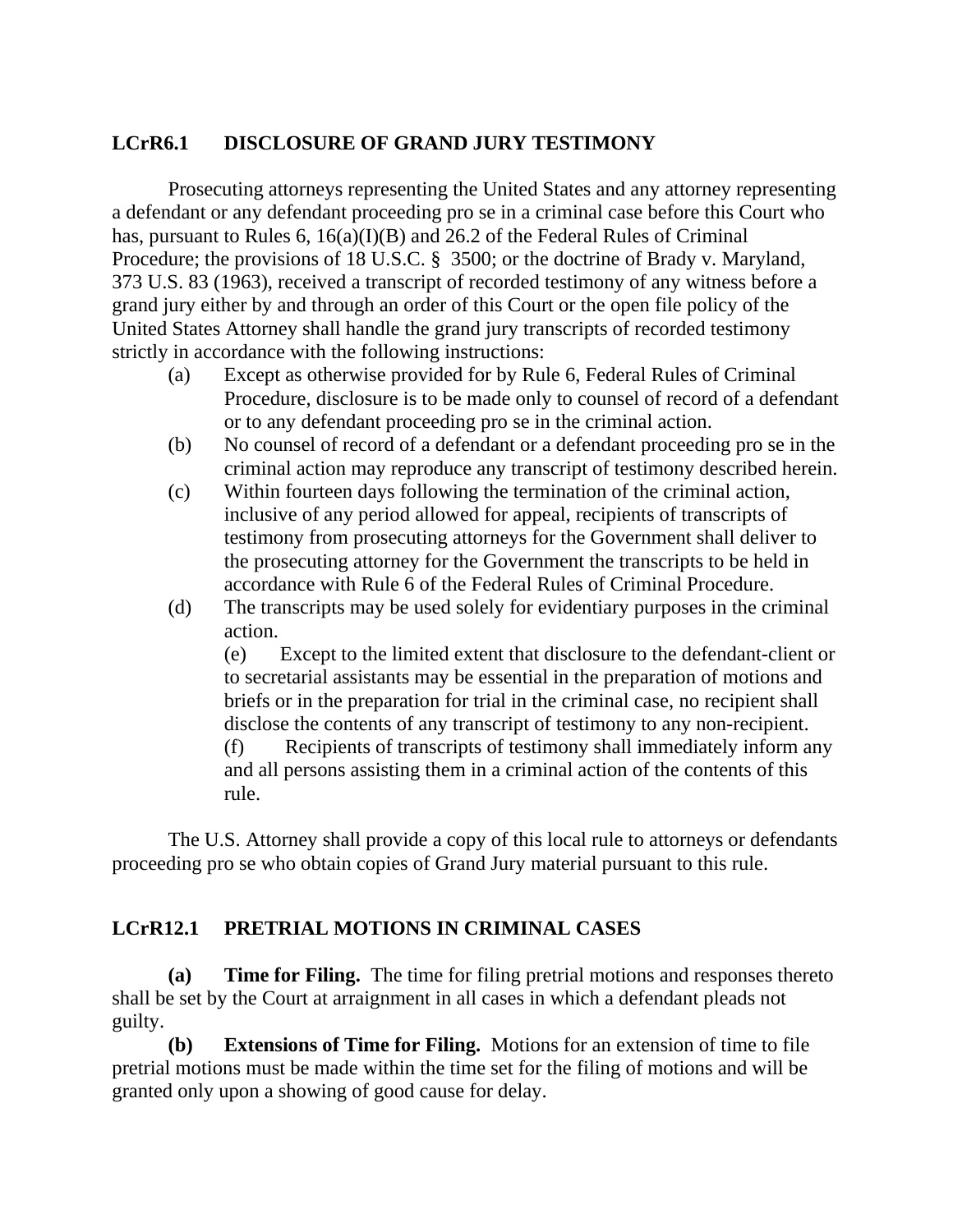## LCrR6.1 DISCLOSURE OF GRAND JURY TESTIMONY

Prosecuting attorneys representing the United States and any attorney representing a defendant or any defendant proceeding pro se in a criminal case before this Court who has, pursuant to Rules 6, 16(a)(I)(B) and 26.2 of the Federal Rules of Criminal Procedure; the provisions of 18 U.S.C. § 3500; or the doctrine of Brady v. Maryland, 373 U.S. 83 (1963), received a transcript of recorded testimony of any witness before a grand jury either by and through an order of this Court or the open file policy of the United States Attorney shall handle the grand jury transcripts of recorded testimony strictly in accordance with the following instructions:

(a) Except as otherwise provided for by Rule 6, Federal Rules of Criminal Procedure, disclosure is to be made only to counsel of record of a defendant or to any defendant proceeding pro se in the criminal action.

(b) No counsel of record of a defendant or a defendant proceeding pro se in the criminal action may reproduce any transcript of testimony described herein.

(c) Within fourteen days following the termination of the criminal action, inclusive of any period allowed for appeal, recipients of transcripts of testimony from prosecuting attorneys for the Government shall deliver to the prosecuting attorney for the Government the transcripts to be held in accordance with Rule 6 of the Federal Rules of Criminal Procedure.

(d) The transcripts may be used solely for evidentiary purposes in the criminal action.

(e) Except to the limited extent that disclosure to the defendant-client or to secretarial assistants may be essential in the preparation of motions and briefs or in the preparation for trial in the criminal case, no recipient shall disclose the contents of any transcript of testimony to any non-recipient.

(f) Recipients of transcripts of testimony shall immediately inform any and all persons assisting them in a criminal action of the contents of this rule.

The U.S. Attorney shall provide a copy of this local rule to attorneys or defendants proceeding pro se who obtain copies of Grand Jury material pursuant to this rule.

## LCrR12.1 PRETRIAL MOTIONS IN CRIMINAL CASES

**(a) Time for Filing.** The time for filing pretrial motions and responses thereto shall be set by the Court at arraignment in all cases in which a defendant pleads not guilty.

**(b) Extensions of Time for Filing.** Motions for an extension of time to file pretrial motions must be made within the time set for the filing of motions and will be granted only upon a showing of good cause for delay.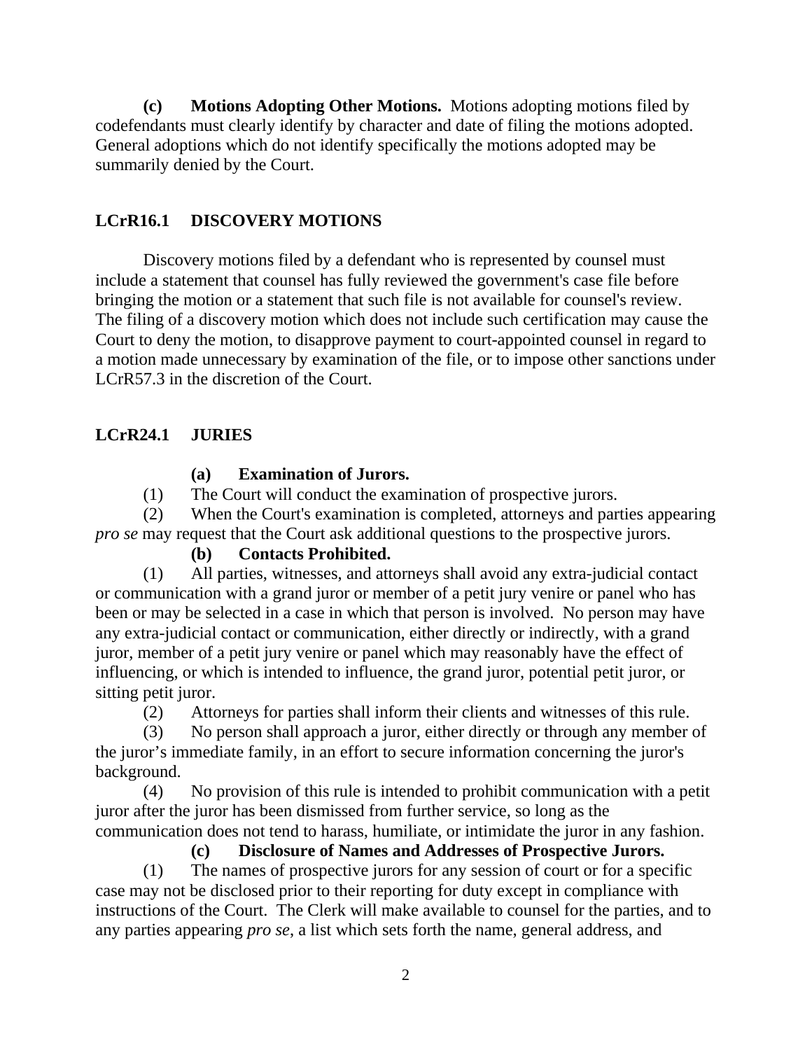**(c) Motions Adopting Other Motions.** Motions adopting motions filed by codefendants must clearly identify by character and date of filing the motions adopted. General adoptions which do not identify specifically the motions adopted may be summarily denied by the Court.

## LCrR16.1 DISCOVERY MOTIONS

Discovery motions filed by a defendant who is represented by counsel must include a statement that counsel has fully reviewed the government's case file before bringing the motion or a statement that such file is not available for counsel's review. The filing of a discovery motion which does not include such certification may cause the Court to deny the motion, to disapprove payment to court-appointed counsel in regard to a motion made unnecessary by examination of the file, or to impose other sanctions under LCrR57.3 in the discretion of the Court.

## LCrR24.1 JURIES

**(a) Examination of Jurors.**

(1) The Court will conduct the examination of prospective jurors.

(2) When the Court's examination is completed, attorneys and parties appearing *pro se* may request that the Court ask additional questions to the prospective jurors.

**(b) Contacts Prohibited.**

(1) All parties, witnesses, and attorneys shall avoid any extra-judicial contact or communication with a grand juror or member of a petit jury venire or panel who has been or may be selected in a case in which that person is involved. No person may have any extra-judicial contact or communication, either directly or indirectly, with a grand juror, member of a petit jury venire or panel which may reasonably have the effect of influencing, or which is intended to influence, the grand juror, potential petit juror, or sitting petit juror.

(2) Attorneys for parties shall inform their clients and witnesses of this rule.

(3) No person shall approach a juror, either directly or through any member of the juror's immediate family, in an effort to secure information concerning the juror's background.

(4) No provision of this rule is intended to prohibit communication with a petit juror after the juror has been dismissed from further service, so long as the communication does not tend to harass, humiliate, or intimidate the juror in any fashion.

**(c) Disclosure of Names and Addresses of Prospective Jurors.**

(1) The names of prospective jurors for any session of court or for a specific case may not be disclosed prior to their reporting for duty except in compliance with instructions of the Court. The Clerk will make available to counsel for the parties, and to any parties appearing *pro se*, a list which sets forth the name, general address, and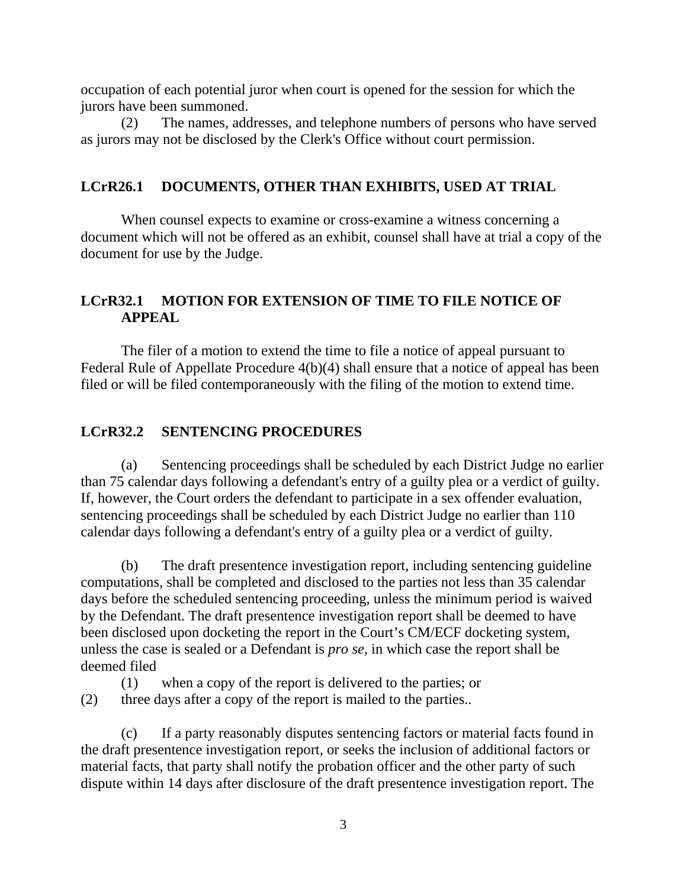occupation of each potential juror when court is opened for the session for which the jurors have been summoned.

(2) The names, addresses, and telephone numbers of persons who have served as jurors may not be disclosed by the Clerk's Office without court permission.

## LCrR26.1 DOCUMENTS, OTHER THAN EXHIBITS, USED AT TRIAL

When counsel expects to examine or cross-examine a witness concerning a document which will not be offered as an exhibit, counsel shall have at trial a copy of the document for use by the Judge.

## LCrR32.1 MOTION FOR EXTENSION OF TIME TO FILE NOTICE OF APPEAL

The filer of a motion to extend the time to file a notice of appeal pursuant to Federal Rule of Appellate Procedure 4(b)(4) shall ensure that a notice of appeal has been filed or will be filed contemporaneously with the filing of the motion to extend time.

## LCrR32.2 SENTENCING PROCEDURES

(a) Sentencing proceedings shall be scheduled by each District Judge no earlier than 75 calendar days following a defendant's entry of a guilty plea or a verdict of guilty. If, however, the Court orders the defendant to participate in a sex offender evaluation, sentencing proceedings shall be scheduled by each District Judge no earlier than 110 calendar days following a defendant's entry of a guilty plea or a verdict of guilty.

(b) The draft presentence investigation report, including sentencing guideline computations, shall be completed and disclosed to the parties not less than 35 calendar days before the scheduled sentencing proceeding, unless the minimum period is waived by the Defendant. The draft presentence investigation report shall be deemed to have been disclosed upon docketing the report in the Court's CM/ECF docketing system, unless the case is sealed or a Defendant is *pro se*, in which case the report shall be deemed filed

(1) when a copy of the report is delivered to the parties; or

(2) three days after a copy of the report is mailed to the parties..

(c) If a party reasonably disputes sentencing factors or material facts found in the draft presentence investigation report, or seeks the inclusion of additional factors or material facts, that party shall notify the probation officer and the other party of such dispute within 14 days after disclosure of the draft presentence investigation report. The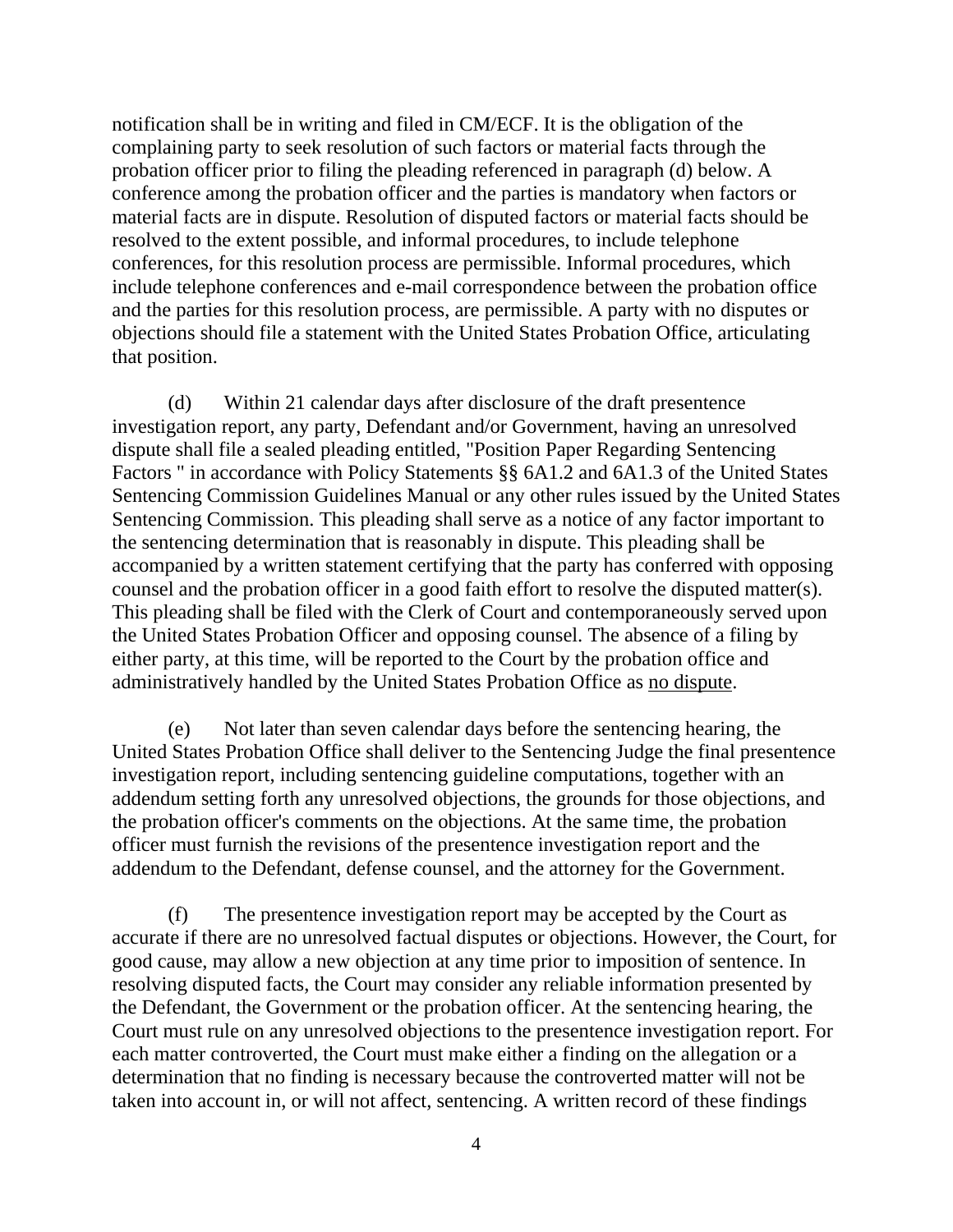notification shall be in writing and filed in CM/ECF. It is the obligation of the complaining party to seek resolution of such factors or material facts through the probation officer prior to filing the pleading referenced in paragraph (d) below. A conference among the probation officer and the parties is mandatory when factors or material facts are in dispute. Resolution of disputed factors or material facts should be resolved to the extent possible, and informal procedures, to include telephone conferences, for this resolution process are permissible. Informal procedures, which include telephone conferences and e-mail correspondence between the probation office and the parties for this resolution process, are permissible. A party with no disputes or objections should file a statement with the United States Probation Office, articulating that position.

(d) Within 21 calendar days after disclosure of the draft presentence investigation report, any party, Defendant and/or Government, having an unresolved dispute shall file a sealed pleading entitled, "Position Paper Regarding Sentencing Factors " in accordance with Policy Statements §§ 6A1.2 and 6A1.3 of the United States Sentencing Commission Guidelines Manual or any other rules issued by the United States Sentencing Commission. This pleading shall serve as a notice of any factor important to the sentencing determination that is reasonably in dispute. This pleading shall be accompanied by a written statement certifying that the party has conferred with opposing counsel and the probation officer in a good faith effort to resolve the disputed matter(s). This pleading shall be filed with the Clerk of Court and contemporaneously served upon the United States Probation Officer and opposing counsel. The absence of a filing by either party, at this time, will be reported to the Court by the probation office and administratively handled by the United States Probation Office as <u>no dispute</u>.

(e) Not later than seven calendar days before the sentencing hearing, the United States Probation Office shall deliver to the Sentencing Judge the final presentence investigation report, including sentencing guideline computations, together with an addendum setting forth any unresolved objections, the grounds for those objections, and the probation officer's comments on the objections. At the same time, the probation officer must furnish the revisions of the presentence investigation report and the addendum to the Defendant, defense counsel, and the attorney for the Government.

(f) The presentence investigation report may be accepted by the Court as accurate if there are no unresolved factual disputes or objections. However, the Court, for good cause, may allow a new objection at any time prior to imposition of sentence. In resolving disputed facts, the Court may consider any reliable information presented by the Defendant, the Government or the probation officer. At the sentencing hearing, the Court must rule on any unresolved objections to the presentence investigation report. For each matter controverted, the Court must make either a finding on the allegation or a determination that no finding is necessary because the controverted matter will not be taken into account in, or will not affect, sentencing. A written record of these findings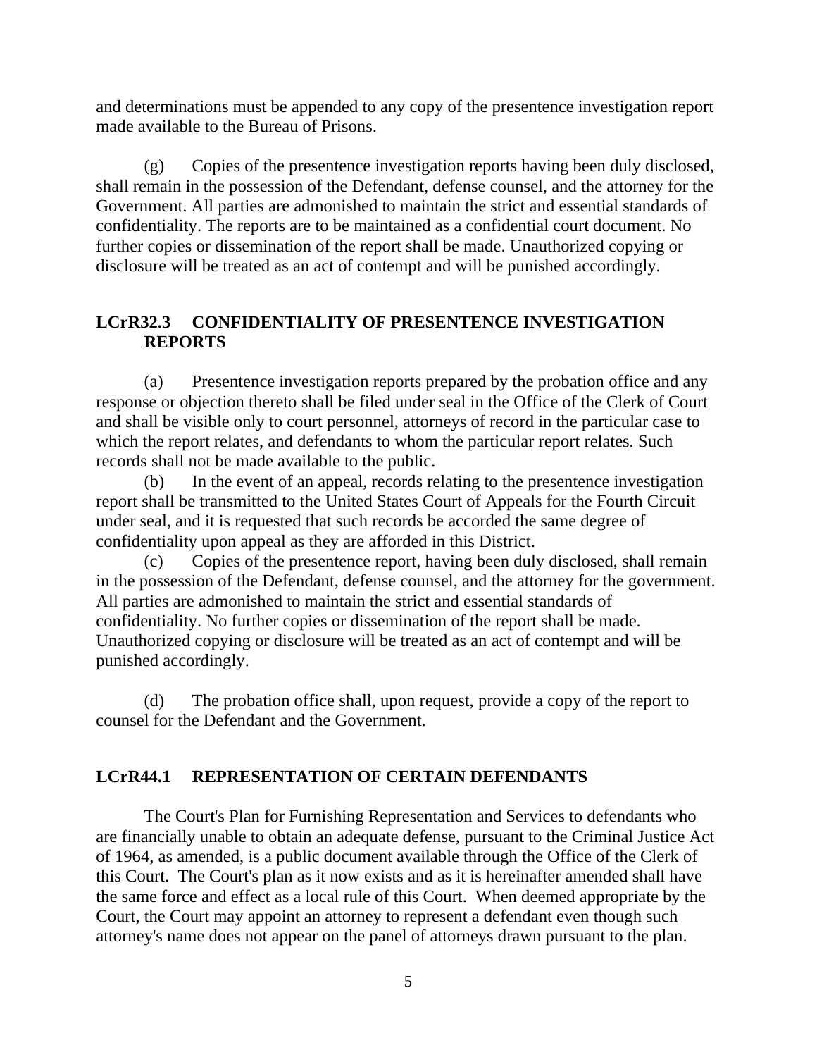and determinations must be appended to any copy of the presentence investigation report made available to the Bureau of Prisons.

(g) Copies of the presentence investigation reports having been duly disclosed, shall remain in the possession of the Defendant, defense counsel, and the attorney for the Government. All parties are admonished to maintain the strict and essential standards of confidentiality. The reports are to be maintained as a confidential court document. No further copies or dissemination of the report shall be made. Unauthorized copying or disclosure will be treated as an act of contempt and will be punished accordingly.

## LCrR32.3 CONFIDENTIALITY OF PRESENTENCE INVESTIGATION REPORTS

(a) Presentence investigation reports prepared by the probation office and any response or objection thereto shall be filed under seal in the Office of the Clerk of Court and shall be visible only to court personnel, attorneys of record in the particular case to which the report relates, and defendants to whom the particular report relates. Such records shall not be made available to the public.

(b) In the event of an appeal, records relating to the presentence investigation report shall be transmitted to the United States Court of Appeals for the Fourth Circuit under seal, and it is requested that such records be accorded the same degree of confidentiality upon appeal as they are afforded in this District.

(c) Copies of the presentence report, having been duly disclosed, shall remain in the possession of the Defendant, defense counsel, and the attorney for the government. All parties are admonished to maintain the strict and essential standards of confidentiality. No further copies or dissemination of the report shall be made. Unauthorized copying or disclosure will be treated as an act of contempt and will be punished accordingly.

(d) The probation office shall, upon request, provide a copy of the report to counsel for the Defendant and the Government.

## LCrR44.1 REPRESENTATION OF CERTAIN DEFENDANTS

The Court's Plan for Furnishing Representation and Services to defendants who are financially unable to obtain an adequate defense, pursuant to the Criminal Justice Act of 1964, as amended, is a public document available through the Office of the Clerk of this Court. The Court's plan as it now exists and as it is hereinafter amended shall have the same force and effect as a local rule of this Court. When deemed appropriate by the Court, the Court may appoint an attorney to represent a defendant even though such attorney's name does not appear on the panel of attorneys drawn pursuant to the plan.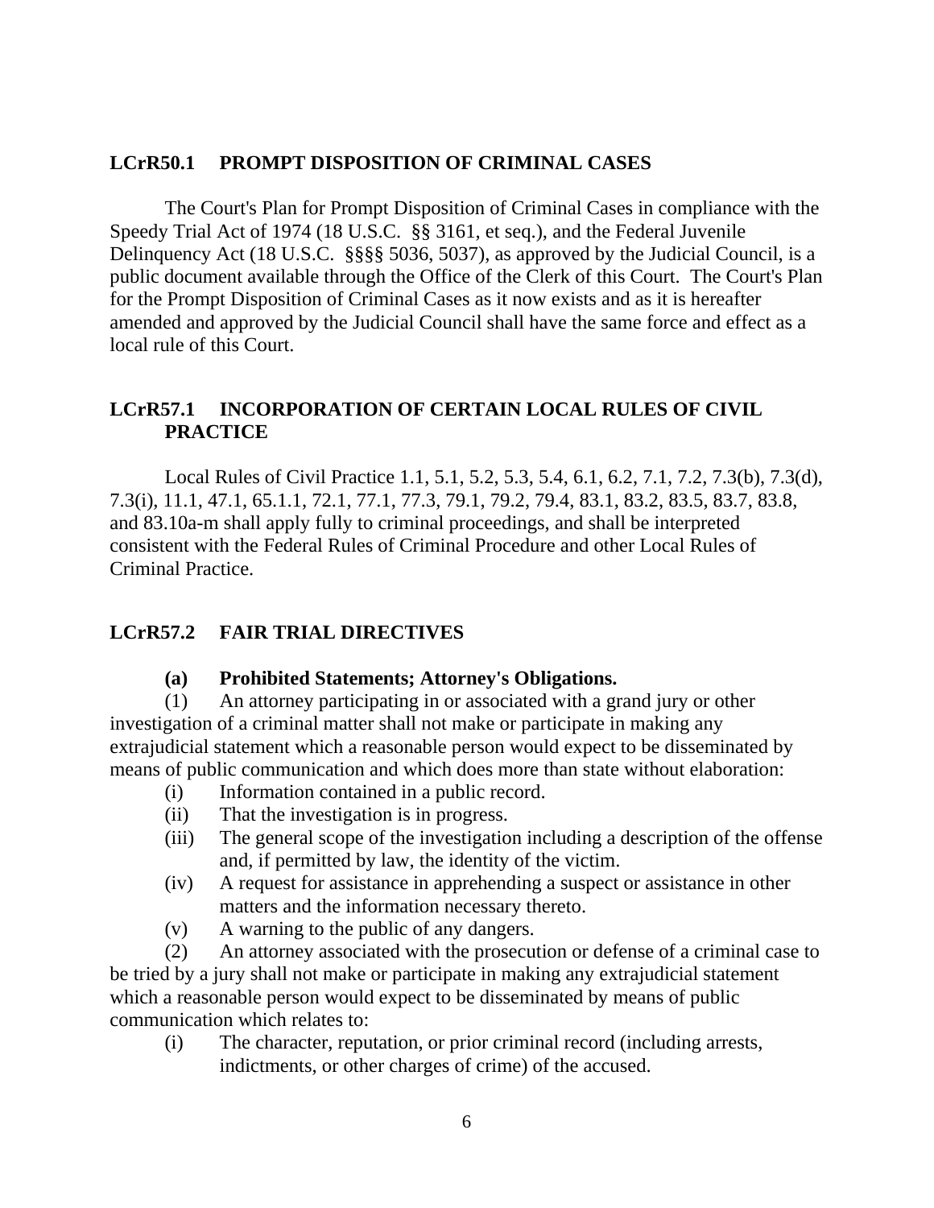## LCrR50.1 PROMPT DISPOSITION OF CRIMINAL CASES

The Court's Plan for Prompt Disposition of Criminal Cases in compliance with the Speedy Trial Act of 1974 (18 U.S.C. §§ 3161, et seq.), and the Federal Juvenile Delinquency Act (18 U.S.C. §§§§ 5036, 5037), as approved by the Judicial Council, is a public document available through the Office of the Clerk of this Court. The Court's Plan for the Prompt Disposition of Criminal Cases as it now exists and as it is hereafter amended and approved by the Judicial Council shall have the same force and effect as a local rule of this Court.

## LCrR57.1 INCORPORATION OF CERTAIN LOCAL RULES OF CIVIL PRACTICE

Local Rules of Civil Practice 1.1, 5.1, 5.2, 5.3, 5.4, 6.1, 6.2, 7.1, 7.2, 7.3(b), 7.3(d), 7.3(i), 11.1, 47.1, 65.1.1, 72.1, 77.1, 77.3, 79.1, 79.2, 79.4, 83.1, 83.2, 83.5, 83.7, 83.8, and 83.10a-m shall apply fully to criminal proceedings, and shall be interpreted consistent with the Federal Rules of Criminal Procedure and other Local Rules of Criminal Practice.

## LCrR57.2 FAIR TRIAL DIRECTIVES

**(a) Prohibited Statements; Attorney's Obligations.**

(1) An attorney participating in or associated with a grand jury or other investigation of a criminal matter shall not make or participate in making any extrajudicial statement which a reasonable person would expect to be disseminated by means of public communication and which does more than state without elaboration:

- (i) Information contained in a public record.
- (ii) That the investigation is in progress.
- (iii) The general scope of the investigation including a description of the offense and, if permitted by law, the identity of the victim.
- (iv) A request for assistance in apprehending a suspect or assistance in other matters and the information necessary thereto.
- (v) A warning to the public of any dangers.

(2) An attorney associated with the prosecution or defense of a criminal case to be tried by a jury shall not make or participate in making any extrajudicial statement which a reasonable person would expect to be disseminated by means of public communication which relates to:

- (i) The character, reputation, or prior criminal record (including arrests, indictments, or other charges of crime) of the accused.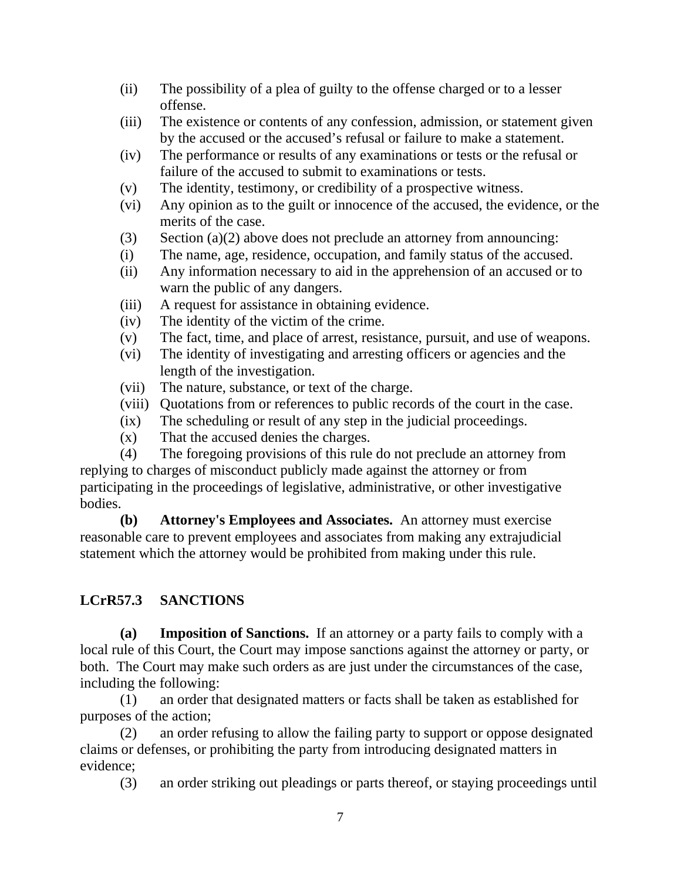(ii) The possibility of a plea of guilty to the offense charged or to a lesser offense.

(iii) The existence or contents of any confession, admission, or statement given by the accused or the accused's refusal or failure to make a statement.

(iv) The performance or results of any examinations or tests or the refusal or failure of the accused to submit to examinations or tests.

(v) The identity, testimony, or credibility of a prospective witness.

(vi) Any opinion as to the guilt or innocence of the accused, the evidence, or the merits of the case.

(3) Section (a)(2) above does not preclude an attorney from announcing:

(i) The name, age, residence, occupation, and family status of the accused.

(ii) Any information necessary to aid in the apprehension of an accused or to warn the public of any dangers.

(iii) A request for assistance in obtaining evidence.

(iv) The identity of the victim of the crime.

(v) The fact, time, and place of arrest, resistance, pursuit, and use of weapons.

(vi) The identity of investigating and arresting officers or agencies and the length of the investigation.

(vii) The nature, substance, or text of the charge.

(viii) Quotations from or references to public records of the court in the case.

(ix) The scheduling or result of any step in the judicial proceedings.

(x) That the accused denies the charges.

(4) The foregoing provisions of this rule do not preclude an attorney from replying to charges of misconduct publicly made against the attorney or from participating in the proceedings of legislative, administrative, or other investigative bodies.

**(b) Attorney's Employees and Associates.** An attorney must exercise reasonable care to prevent employees and associates from making any extrajudicial statement which the attorney would be prohibited from making under this rule.

## LCrR57.3 SANCTIONS

**(a) Imposition of Sanctions.** If an attorney or a party fails to comply with a local rule of this Court, the Court may impose sanctions against the attorney or party, or both. The Court may make such orders as are just under the circumstances of the case, including the following:

(1) an order that designated matters or facts shall be taken as established for purposes of the action;

(2) an order refusing to allow the failing party to support or oppose designated claims or defenses, or prohibiting the party from introducing designated matters in evidence;

(3) an order striking out pleadings or parts thereof, or staying proceedings until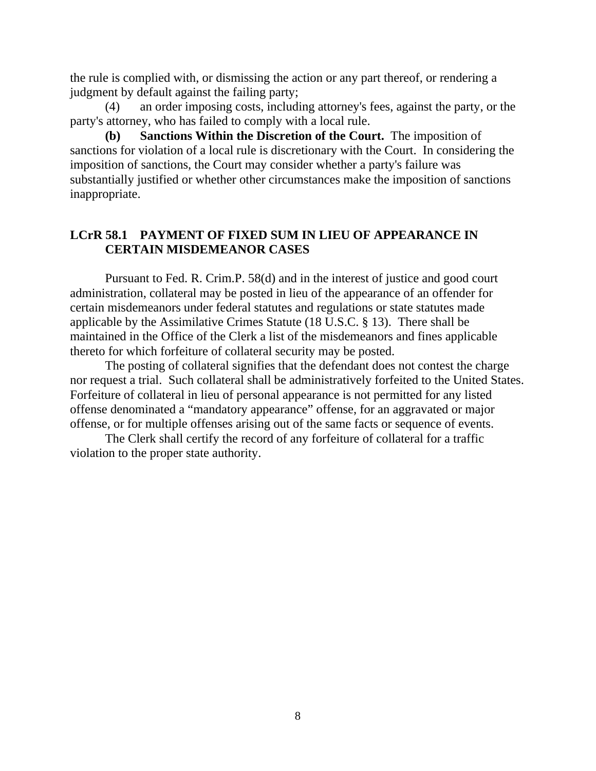the rule is complied with, or dismissing the action or any part thereof, or rendering a judgment by default against the failing party;

(4) an order imposing costs, including attorney's fees, against the party, or the party's attorney, who has failed to comply with a local rule.

**(b) Sanctions Within the Discretion of the Court.** The imposition of sanctions for violation of a local rule is discretionary with the Court. In considering the imposition of sanctions, the Court may consider whether a party's failure was substantially justified or whether other circumstances make the imposition of sanctions inappropriate.

## LCrR 58.1 PAYMENT OF FIXED SUM IN LIEU OF APPEARANCE IN CERTAIN MISDEMEANOR CASES

Pursuant to Fed. R. Crim.P. 58(d) and in the interest of justice and good court administration, collateral may be posted in lieu of the appearance of an offender for certain misdemeanors under federal statutes and regulations or state statutes made applicable by the Assimilative Crimes Statute (18 U.S.C. § 13). There shall be maintained in the Office of the Clerk a list of the misdemeanors and fines applicable thereto for which forfeiture of collateral security may be posted.

The posting of collateral signifies that the defendant does not contest the charge nor request a trial. Such collateral shall be administratively forfeited to the United States. Forfeiture of collateral in lieu of personal appearance is not permitted for any listed offense denominated a "mandatory appearance" offense, for an aggravated or major offense, or for multiple offenses arising out of the same facts or sequence of events.

The Clerk shall certify the record of any forfeiture of collateral for a traffic violation to the proper state authority.